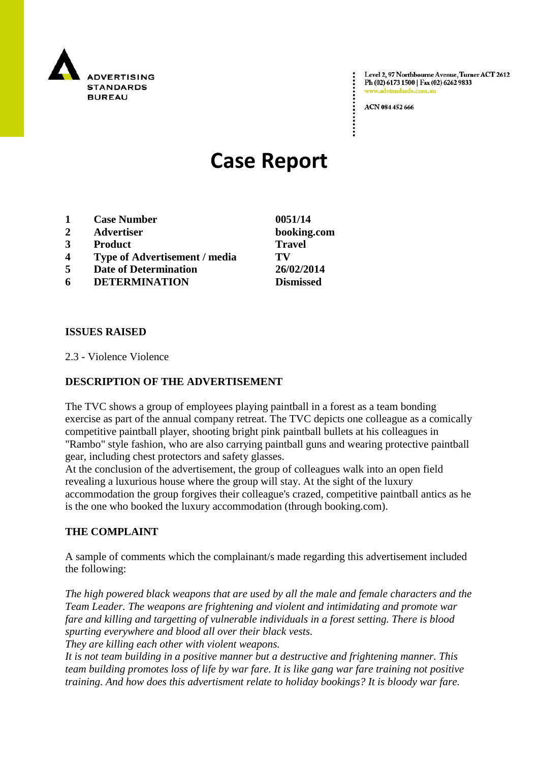ADVERTISING STANDARDS BUREAU

Level 2, 97 Northbourne Avenue, Turner ACT 2612
Ph (02) 6173 1500 | Fax (02) 6262 9833
www.adstandards.com.au

ACN 084 452 666

# Case Report

| | | |
|---|---|---|
| 1 | **Case Number** | **0051/14** |
| 2 | **Advertiser** | **booking.com** |
| 3 | **Product** | **Travel** |
| 4 | **Type of Advertisement / media** | **TV** |
| 5 | **Date of Determination** | **26/02/2014** |
| 6 | **DETERMINATION** | **Dismissed** |

## ISSUES RAISED

2.3 - Violence Violence

## DESCRIPTION OF THE ADVERTISEMENT

The TVC shows a group of employees playing paintball in a forest as a team bonding exercise as part of the annual company retreat. The TVC depicts one colleague as a comically competitive paintball player, shooting bright pink paintball bullets at his colleagues in "Rambo" style fashion, who are also carrying paintball guns and wearing protective paintball gear, including chest protectors and safety glasses.
At the conclusion of the advertisement, the group of colleagues walk into an open field revealing a luxurious house where the group will stay. At the sight of the luxury accommodation the group forgives their colleague's crazed, competitive paintball antics as he is the one who booked the luxury accommodation (through booking.com).

## THE COMPLAINT

A sample of comments which the complainant/s made regarding this advertisement included the following:

*The high powered black weapons that are used by all the male and female characters and the Team Leader. The weapons are frightening and violent and intimidating and promote war fare and killing and targetting of vulnerable individuals in a forest setting. There is blood spurting everywhere and blood all over their black vests.*
*They are killing each other with violent weapons.*
*It is not team building in a positive manner but a destructive and frightening manner. This team building promotes loss of life by war fare. It is like gang war fare training not positive training. And how does this advertisment relate to holiday bookings? It is bloody war fare.*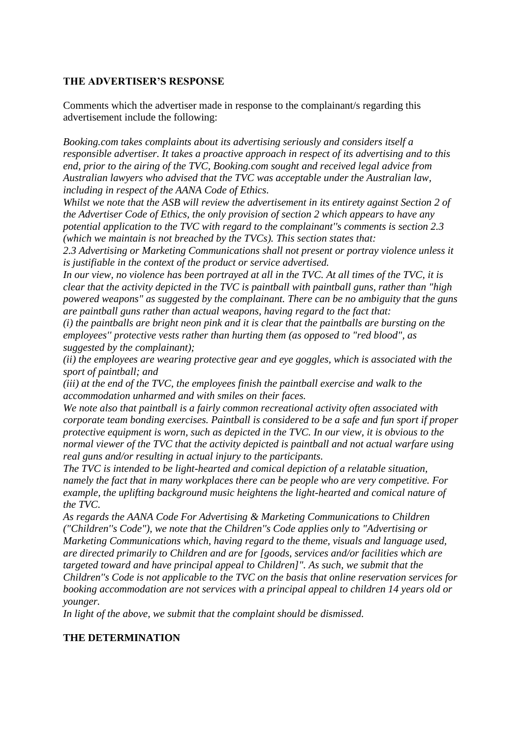**THE ADVERTISER'S RESPONSE**

Comments which the advertiser made in response to the complainant/s regarding this advertisement include the following:

*Booking.com takes complaints about its advertising seriously and considers itself a responsible advertiser. It takes a proactive approach in respect of its advertising and to this end, prior to the airing of the TVC, Booking.com sought and received legal advice from Australian lawyers who advised that the TVC was acceptable under the Australian law, including in respect of the AANA Code of Ethics.*
*Whilst we note that the ASB will review the advertisement in its entirety against Section 2 of the Advertiser Code of Ethics, the only provision of section 2 which appears to have any potential application to the TVC with regard to the complainant''s comments is section 2.3 (which we maintain is not breached by the TVCs). This section states that:*
*2.3 Advertising or Marketing Communications shall not present or portray violence unless it is justifiable in the context of the product or service advertised.*
*In our view, no violence has been portrayed at all in the TVC. At all times of the TVC, it is clear that the activity depicted in the TVC is paintball with paintball guns, rather than "high powered weapons" as suggested by the complainant. There can be no ambiguity that the guns are paintball guns rather than actual weapons, having regard to the fact that:*
*(i) the paintballs are bright neon pink and it is clear that the paintballs are bursting on the employees'' protective vests rather than hurting them (as opposed to "red blood", as suggested by the complainant);*
*(ii) the employees are wearing protective gear and eye goggles, which is associated with the sport of paintball; and*
*(iii) at the end of the TVC, the employees finish the paintball exercise and walk to the accommodation unharmed and with smiles on their faces.*
*We note also that paintball is a fairly common recreational activity often associated with corporate team bonding exercises. Paintball is considered to be a safe and fun sport if proper protective equipment is worn, such as depicted in the TVC. In our view, it is obvious to the normal viewer of the TVC that the activity depicted is paintball and not actual warfare using real guns and/or resulting in actual injury to the participants.*
*The TVC is intended to be light-hearted and comical depiction of a relatable situation, namely the fact that in many workplaces there can be people who are very competitive. For example, the uplifting background music heightens the light-hearted and comical nature of the TVC.*
*As regards the AANA Code For Advertising & Marketing Communications to Children ("Children''s Code"), we note that the Children''s Code applies only to "Advertising or Marketing Communications which, having regard to the theme, visuals and language used, are directed primarily to Children and are for [goods, services and/or facilities which are targeted toward and have principal appeal to Children]". As such, we submit that the Children''s Code is not applicable to the TVC on the basis that online reservation services for booking accommodation are not services with a principal appeal to children 14 years old or younger.*
*In light of the above, we submit that the complaint should be dismissed.*

**THE DETERMINATION**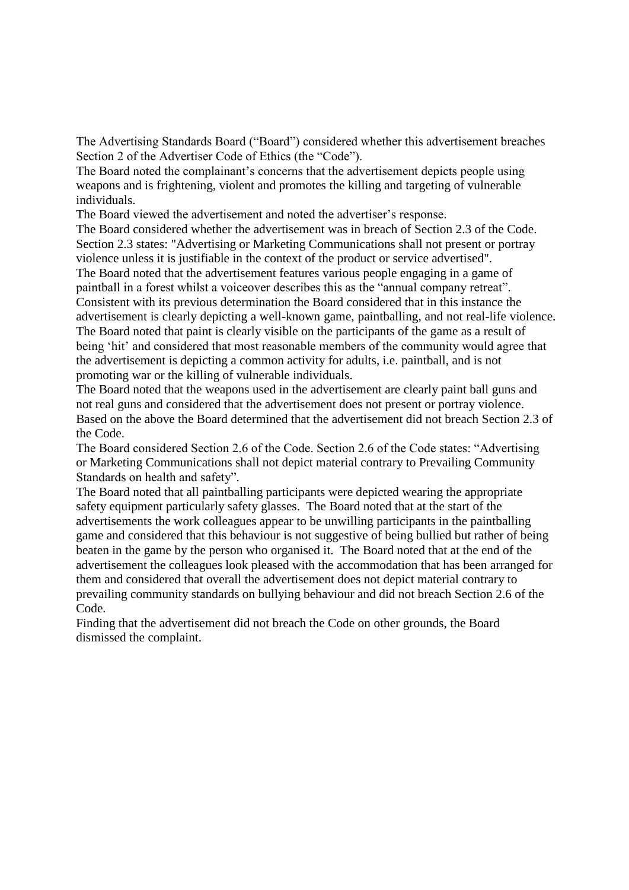The Advertising Standards Board ("Board") considered whether this advertisement breaches Section 2 of the Advertiser Code of Ethics (the "Code").

The Board noted the complainant's concerns that the advertisement depicts people using weapons and is frightening, violent and promotes the killing and targeting of vulnerable individuals.

The Board viewed the advertisement and noted the advertiser's response.

The Board considered whether the advertisement was in breach of Section 2.3 of the Code. Section 2.3 states: "Advertising or Marketing Communications shall not present or portray violence unless it is justifiable in the context of the product or service advertised".

The Board noted that the advertisement features various people engaging in a game of paintball in a forest whilst a voiceover describes this as the "annual company retreat".

Consistent with its previous determination the Board considered that in this instance the advertisement is clearly depicting a well-known game, paintballing, and not real-life violence.

The Board noted that paint is clearly visible on the participants of the game as a result of being 'hit' and considered that most reasonable members of the community would agree that the advertisement is depicting a common activity for adults, i.e. paintball, and is not promoting war or the killing of vulnerable individuals.

The Board noted that the weapons used in the advertisement are clearly paint ball guns and not real guns and considered that the advertisement does not present or portray violence.

Based on the above the Board determined that the advertisement did not breach Section 2.3 of the Code.

The Board considered Section 2.6 of the Code. Section 2.6 of the Code states: "Advertising or Marketing Communications shall not depict material contrary to Prevailing Community Standards on health and safety".

The Board noted that all paintballing participants were depicted wearing the appropriate safety equipment particularly safety glasses. The Board noted that at the start of the advertisements the work colleagues appear to be unwilling participants in the paintballing game and considered that this behaviour is not suggestive of being bullied but rather of being beaten in the game by the person who organised it. The Board noted that at the end of the advertisement the colleagues look pleased with the accommodation that has been arranged for them and considered that overall the advertisement does not depict material contrary to prevailing community standards on bullying behaviour and did not breach Section 2.6 of the Code.

Finding that the advertisement did not breach the Code on other grounds, the Board dismissed the complaint.